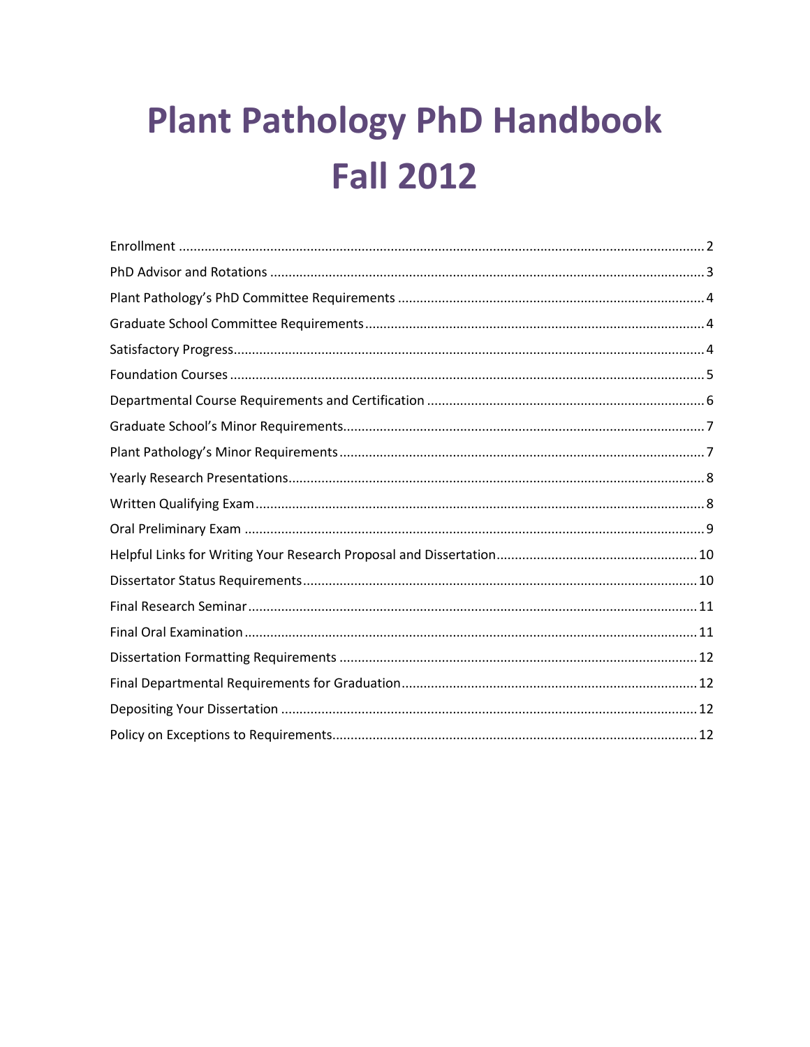# Plant Pathology PhD Handbook
# Fall 2012

Enrollment ............................................................................................................................ 2
PhD Advisor and Rotations ..................................................................................................... 3
Plant Pathology's PhD Committee Requirements .................................................................. 4
Graduate School Committee Requirements ........................................................................... 4
Satisfactory Progress ............................................................................................................... 4
Foundation Courses ................................................................................................................ 5
Departmental Course Requirements and Certification .......................................................... 6
Graduate School's Minor Requirements ................................................................................. 7
Plant Pathology's Minor Requirements .................................................................................. 7
Yearly Research Presentations ................................................................................................ 8
Written Qualifying Exam ......................................................................................................... 8
Oral Preliminary Exam ............................................................................................................ 9
Helpful Links for Writing Your Research Proposal and Dissertation ...................................... 10
Dissertator Status Requirements ........................................................................................... 10
Final Research Seminar ......................................................................................................... 11
Final Oral Examination .......................................................................................................... 11
Dissertation Formatting Requirements ................................................................................. 12
Final Departmental Requirements for Graduation ................................................................ 12
Depositing Your Dissertation ................................................................................................. 12
Policy on Exceptions to Requirements .................................................................................. 12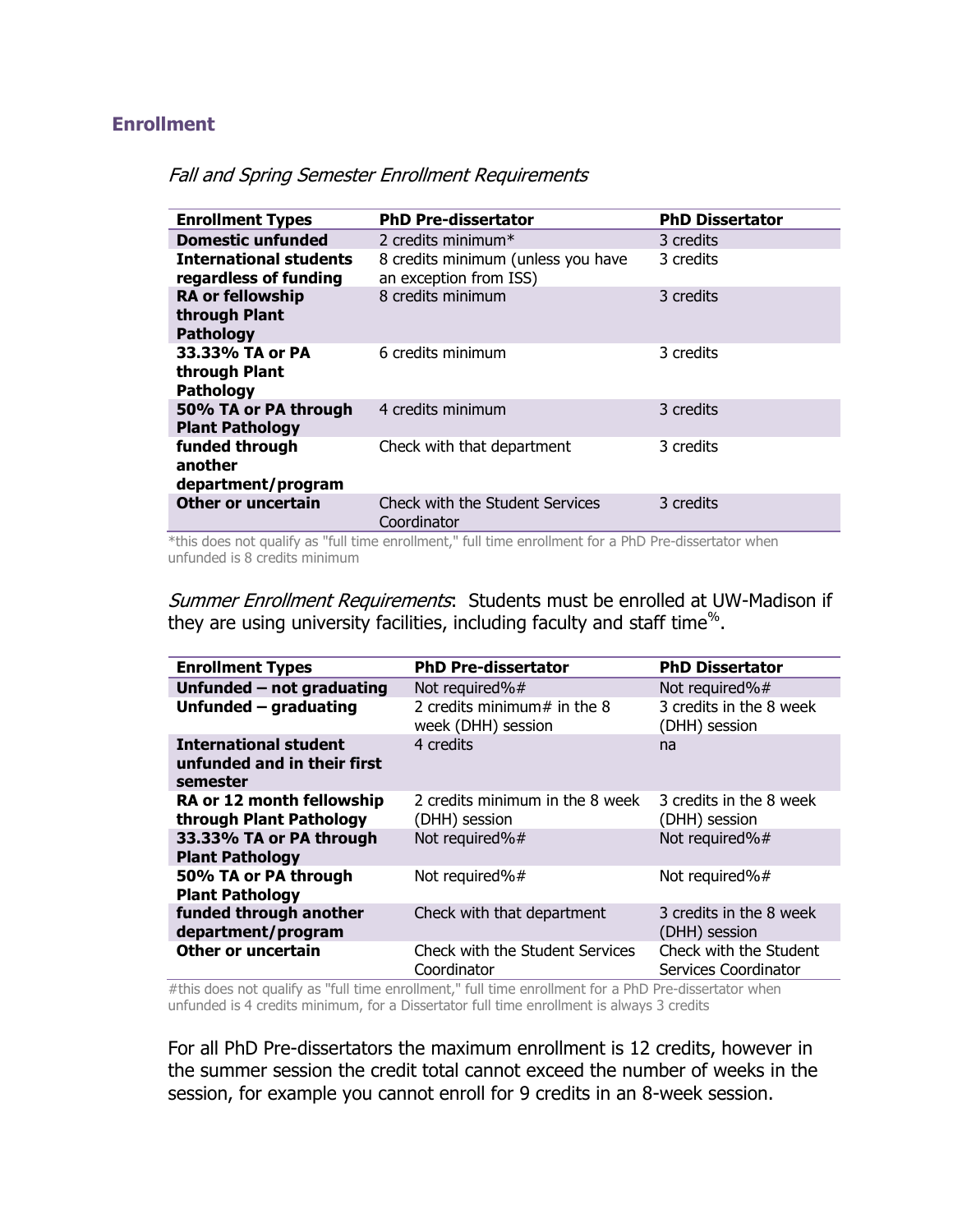## Enrollment

*Fall and Spring Semester Enrollment Requirements*

| Enrollment Types | PhD Pre-dissertator | PhD Dissertator |
|---|---|---|
| **Domestic unfunded** | 2 credits minimum* | 3 credits |
| **International students regardless of funding** | 8 credits minimum (unless you have an exception from ISS) | 3 credits |
| **RA or fellowship through Plant Pathology** | 8 credits minimum | 3 credits |
| **33.33% TA or PA through Plant Pathology** | 6 credits minimum | 3 credits |
| **50% TA or PA through Plant Pathology** | 4 credits minimum | 3 credits |
| **funded through another department/program** | Check with that department | 3 credits |
| **Other or uncertain** | Check with the Student Services Coordinator | 3 credits |

*this does not qualify as "full time enrollment," full time enrollment for a PhD Pre-dissertator when unfunded is 8 credits minimum

*Summer Enrollment Requirements*: Students must be enrolled at UW-Madison if they are using university facilities, including faculty and staff time%.

| Enrollment Types | PhD Pre-dissertator | PhD Dissertator |
|---|---|---|
| **Unfunded – not graduating** | Not required%# | Not required%# |
| **Unfunded – graduating** | 2 credits minimum# in the 8 week (DHH) session | 3 credits in the 8 week (DHH) session |
| **International student unfunded and in their first semester** | 4 credits | na |
| **RA or 12 month fellowship through Plant Pathology** | 2 credits minimum in the 8 week (DHH) session | 3 credits in the 8 week (DHH) session |
| **33.33% TA or PA through Plant Pathology** | Not required%# | Not required%# |
| **50% TA or PA through Plant Pathology** | Not required%# | Not required%# |
| **funded through another department/program** | Check with that department | 3 credits in the 8 week (DHH) session |
| **Other or uncertain** | Check with the Student Services Coordinator | Check with the Student Services Coordinator |

#this does not qualify as "full time enrollment," full time enrollment for a PhD Pre-dissertator when unfunded is 4 credits minimum, for a Dissertator full time enrollment is always 3 credits

For all PhD Pre-dissertators the maximum enrollment is 12 credits, however in the summer session the credit total cannot exceed the number of weeks in the session, for example you cannot enroll for 9 credits in an 8-week session.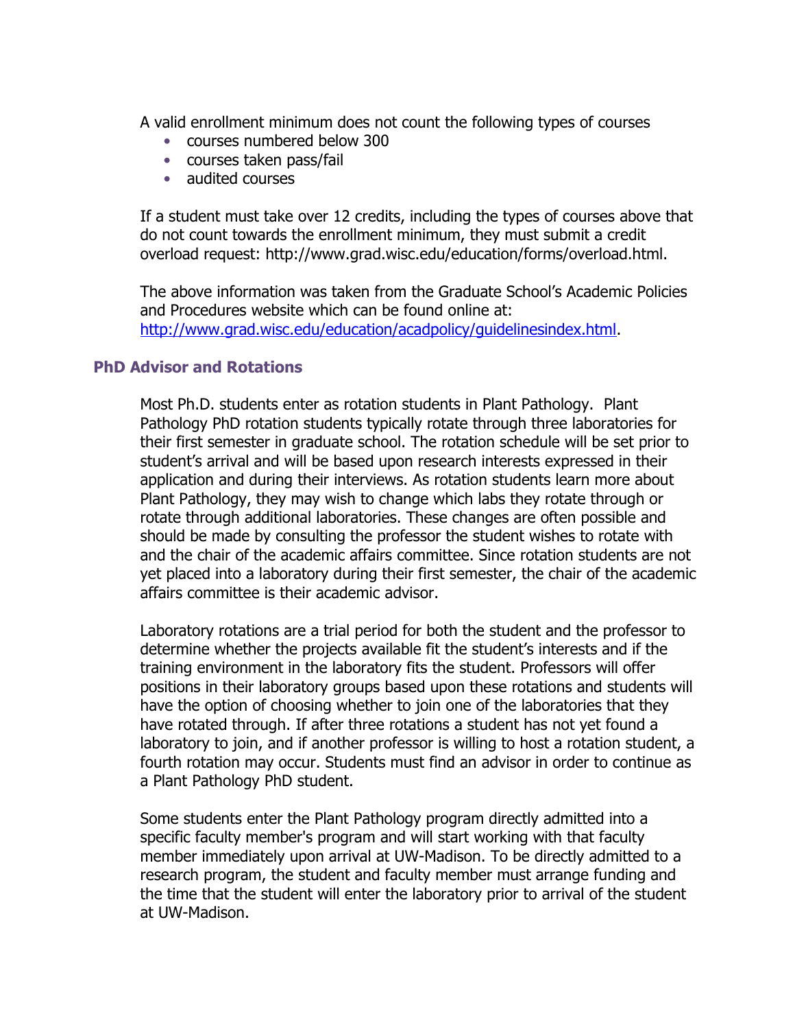A valid enrollment minimum does not count the following types of courses

- courses numbered below 300
- courses taken pass/fail
- audited courses

If a student must take over 12 credits, including the types of courses above that do not count towards the enrollment minimum, they must submit a credit overload request: http://www.grad.wisc.edu/education/forms/overload.html.

The above information was taken from the Graduate School's Academic Policies and Procedures website which can be found online at: [http://www.grad.wisc.edu/education/acadpolicy/guidelinesindex.html](http://www.grad.wisc.edu/education/acadpolicy/guidelinesindex.html).

## PhD Advisor and Rotations

Most Ph.D. students enter as rotation students in Plant Pathology. Plant Pathology PhD rotation students typically rotate through three laboratories for their first semester in graduate school. The rotation schedule will be set prior to student's arrival and will be based upon research interests expressed in their application and during their interviews. As rotation students learn more about Plant Pathology, they may wish to change which labs they rotate through or rotate through additional laboratories. These changes are often possible and should be made by consulting the professor the student wishes to rotate with and the chair of the academic affairs committee. Since rotation students are not yet placed into a laboratory during their first semester, the chair of the academic affairs committee is their academic advisor.

Laboratory rotations are a trial period for both the student and the professor to determine whether the projects available fit the student's interests and if the training environment in the laboratory fits the student. Professors will offer positions in their laboratory groups based upon these rotations and students will have the option of choosing whether to join one of the laboratories that they have rotated through. If after three rotations a student has not yet found a laboratory to join, and if another professor is willing to host a rotation student, a fourth rotation may occur. Students must find an advisor in order to continue as a Plant Pathology PhD student.

Some students enter the Plant Pathology program directly admitted into a specific faculty member's program and will start working with that faculty member immediately upon arrival at UW-Madison. To be directly admitted to a research program, the student and faculty member must arrange funding and the time that the student will enter the laboratory prior to arrival of the student at UW-Madison.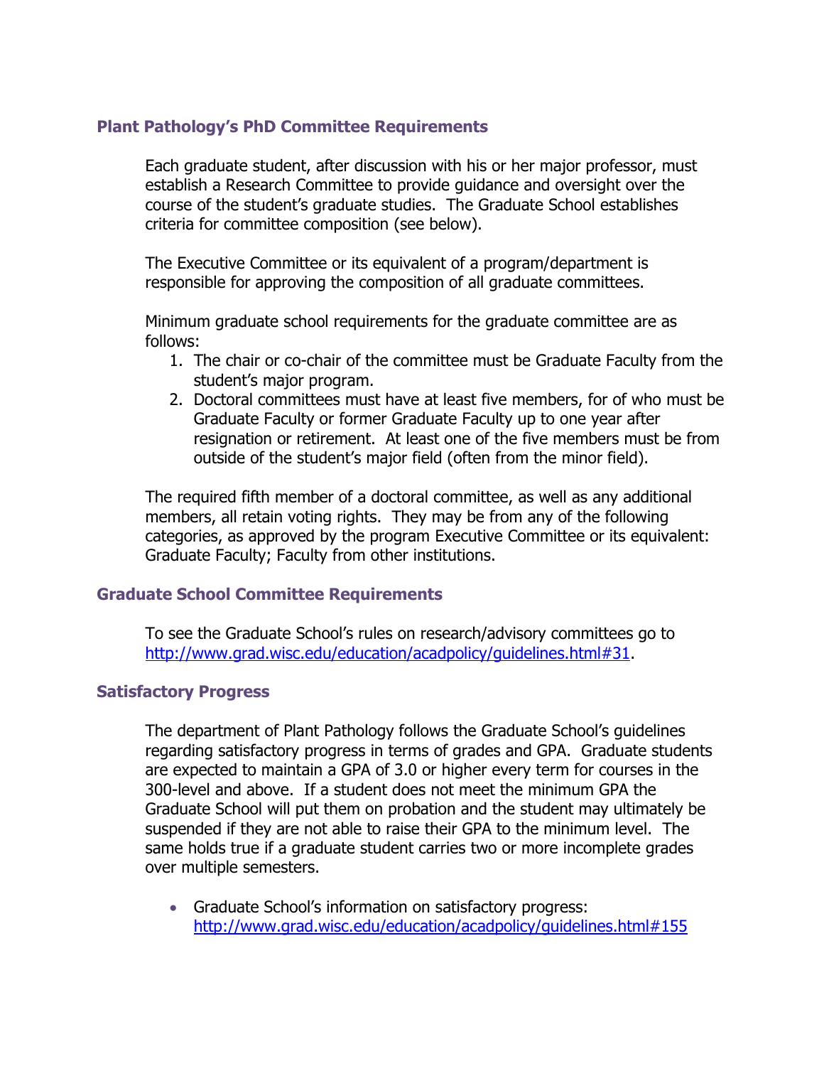## Plant Pathology's PhD Committee Requirements

Each graduate student, after discussion with his or her major professor, must establish a Research Committee to provide guidance and oversight over the course of the student's graduate studies. The Graduate School establishes criteria for committee composition (see below).

The Executive Committee or its equivalent of a program/department is responsible for approving the composition of all graduate committees.

Minimum graduate school requirements for the graduate committee are as follows:

1. The chair or co-chair of the committee must be Graduate Faculty from the student's major program.
2. Doctoral committees must have at least five members, for of who must be Graduate Faculty or former Graduate Faculty up to one year after resignation or retirement. At least one of the five members must be from outside of the student's major field (often from the minor field).

The required fifth member of a doctoral committee, as well as any additional members, all retain voting rights. They may be from any of the following categories, as approved by the program Executive Committee or its equivalent: Graduate Faculty; Faculty from other institutions.

## Graduate School Committee Requirements

To see the Graduate School's rules on research/advisory committees go to http://www.grad.wisc.edu/education/acadpolicy/guidelines.html#31.

## Satisfactory Progress

The department of Plant Pathology follows the Graduate School's guidelines regarding satisfactory progress in terms of grades and GPA. Graduate students are expected to maintain a GPA of 3.0 or higher every term for courses in the 300-level and above. If a student does not meet the minimum GPA the Graduate School will put them on probation and the student may ultimately be suspended if they are not able to raise their GPA to the minimum level. The same holds true if a graduate student carries two or more incomplete grades over multiple semesters.

- Graduate School's information on satisfactory progress: http://www.grad.wisc.edu/education/acadpolicy/guidelines.html#155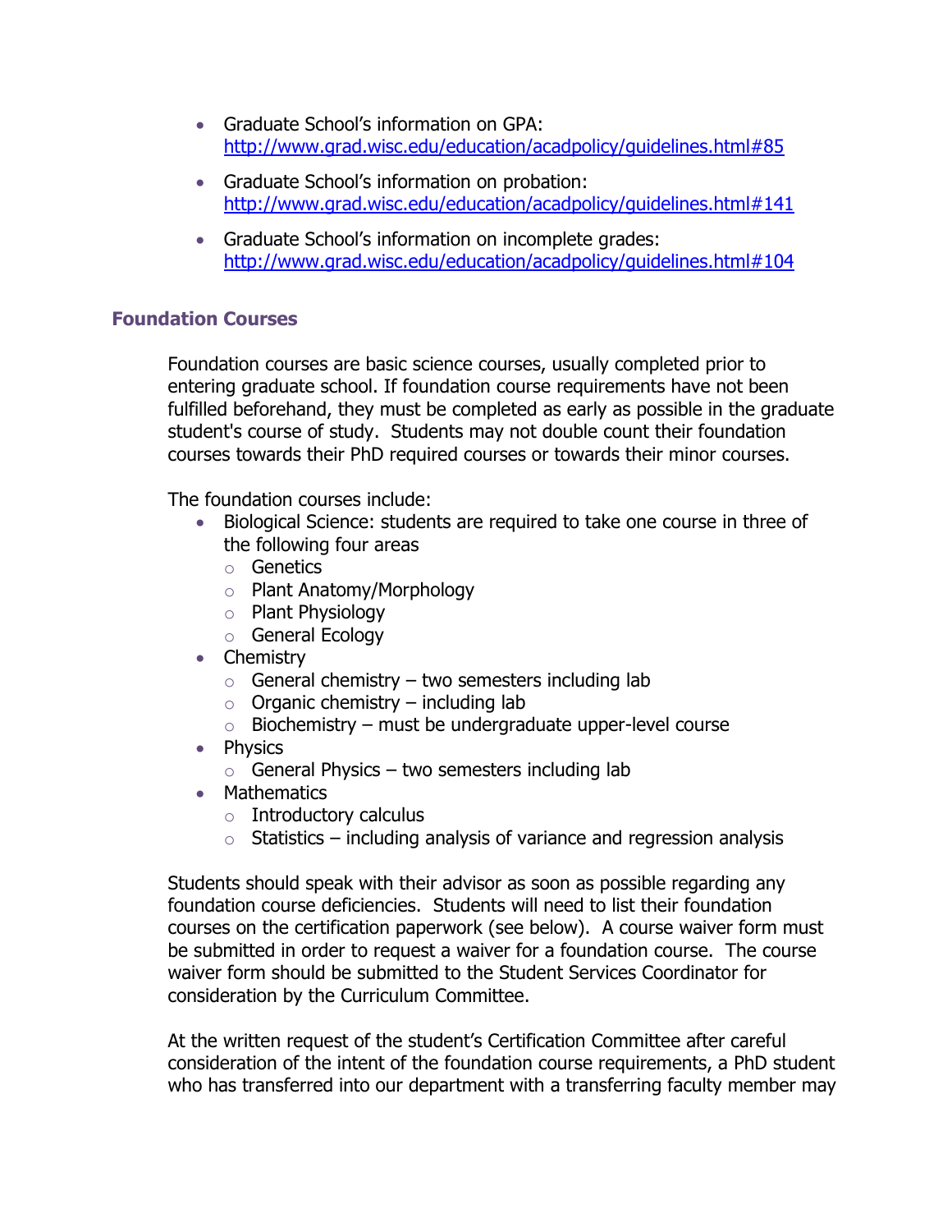- Graduate School's information on GPA: [http://www.grad.wisc.edu/education/acadpolicy/guidelines.html#85](http://www.grad.wisc.edu/education/acadpolicy/guidelines.html#85)
- Graduate School's information on probation: [http://www.grad.wisc.edu/education/acadpolicy/guidelines.html#141](http://www.grad.wisc.edu/education/acadpolicy/guidelines.html#141)
- Graduate School's information on incomplete grades: [http://www.grad.wisc.edu/education/acadpolicy/guidelines.html#104](http://www.grad.wisc.edu/education/acadpolicy/guidelines.html#104)

### Foundation Courses

Foundation courses are basic science courses, usually completed prior to entering graduate school. If foundation course requirements have not been fulfilled beforehand, they must be completed as early as possible in the graduate student's course of study. Students may not double count their foundation courses towards their PhD required courses or towards their minor courses.

The foundation courses include:

- Biological Science: students are required to take one course in three of the following four areas
  - Genetics
  - Plant Anatomy/Morphology
  - Plant Physiology
  - General Ecology
- Chemistry
  - General chemistry – two semesters including lab
  - Organic chemistry – including lab
  - Biochemistry – must be undergraduate upper-level course
- Physics
  - General Physics – two semesters including lab
- Mathematics
  - Introductory calculus
  - Statistics – including analysis of variance and regression analysis

Students should speak with their advisor as soon as possible regarding any foundation course deficiencies. Students will need to list their foundation courses on the certification paperwork (see below). A course waiver form must be submitted in order to request a waiver for a foundation course. The course waiver form should be submitted to the Student Services Coordinator for consideration by the Curriculum Committee.

At the written request of the student's Certification Committee after careful consideration of the intent of the foundation course requirements, a PhD student who has transferred into our department with a transferring faculty member may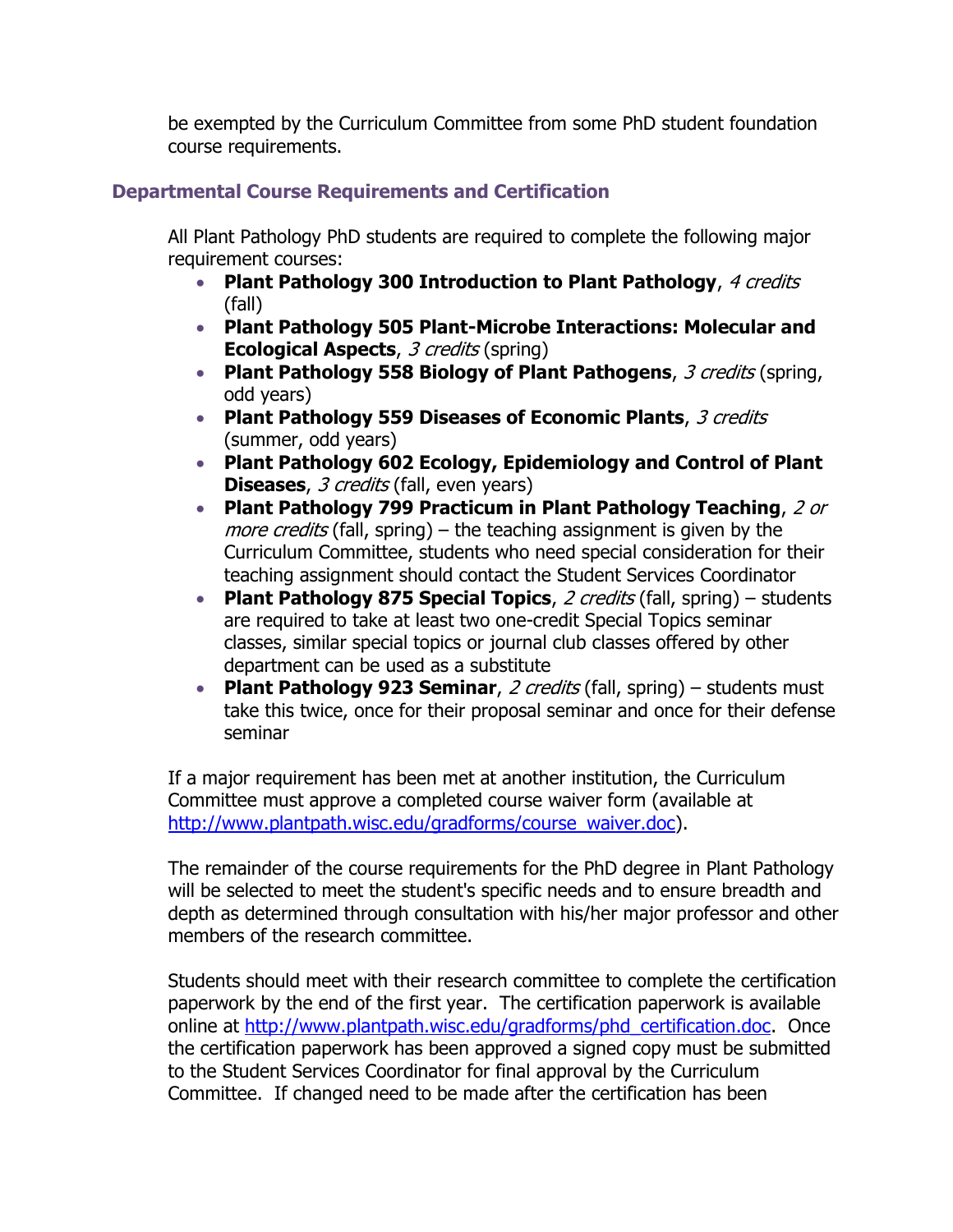be exempted by the Curriculum Committee from some PhD student foundation course requirements.

### Departmental Course Requirements and Certification

All Plant Pathology PhD students are required to complete the following major requirement courses:

- **Plant Pathology 300 Introduction to Plant Pathology**, *4 credits* (fall)
- **Plant Pathology 505 Plant-Microbe Interactions: Molecular and Ecological Aspects**, *3 credits* (spring)
- **Plant Pathology 558 Biology of Plant Pathogens**, *3 credits* (spring, odd years)
- **Plant Pathology 559 Diseases of Economic Plants**, *3 credits* (summer, odd years)
- **Plant Pathology 602 Ecology, Epidemiology and Control of Plant Diseases**, *3 credits* (fall, even years)
- **Plant Pathology 799 Practicum in Plant Pathology Teaching**, *2 or more credits* (fall, spring) – the teaching assignment is given by the Curriculum Committee, students who need special consideration for their teaching assignment should contact the Student Services Coordinator
- **Plant Pathology 875 Special Topics**, *2 credits* (fall, spring) – students are required to take at least two one-credit Special Topics seminar classes, similar special topics or journal club classes offered by other department can be used as a substitute
- **Plant Pathology 923 Seminar**, *2 credits* (fall, spring) – students must take this twice, once for their proposal seminar and once for their defense seminar

If a major requirement has been met at another institution, the Curriculum Committee must approve a completed course waiver form (available at http://www.plantpath.wisc.edu/gradforms/course_waiver.doc).

The remainder of the course requirements for the PhD degree in Plant Pathology will be selected to meet the student's specific needs and to ensure breadth and depth as determined through consultation with his/her major professor and other members of the research committee.

Students should meet with their research committee to complete the certification paperwork by the end of the first year. The certification paperwork is available online at http://www.plantpath.wisc.edu/gradforms/phd_certification.doc. Once the certification paperwork has been approved a signed copy must be submitted to the Student Services Coordinator for final approval by the Curriculum Committee. If changed need to be made after the certification has been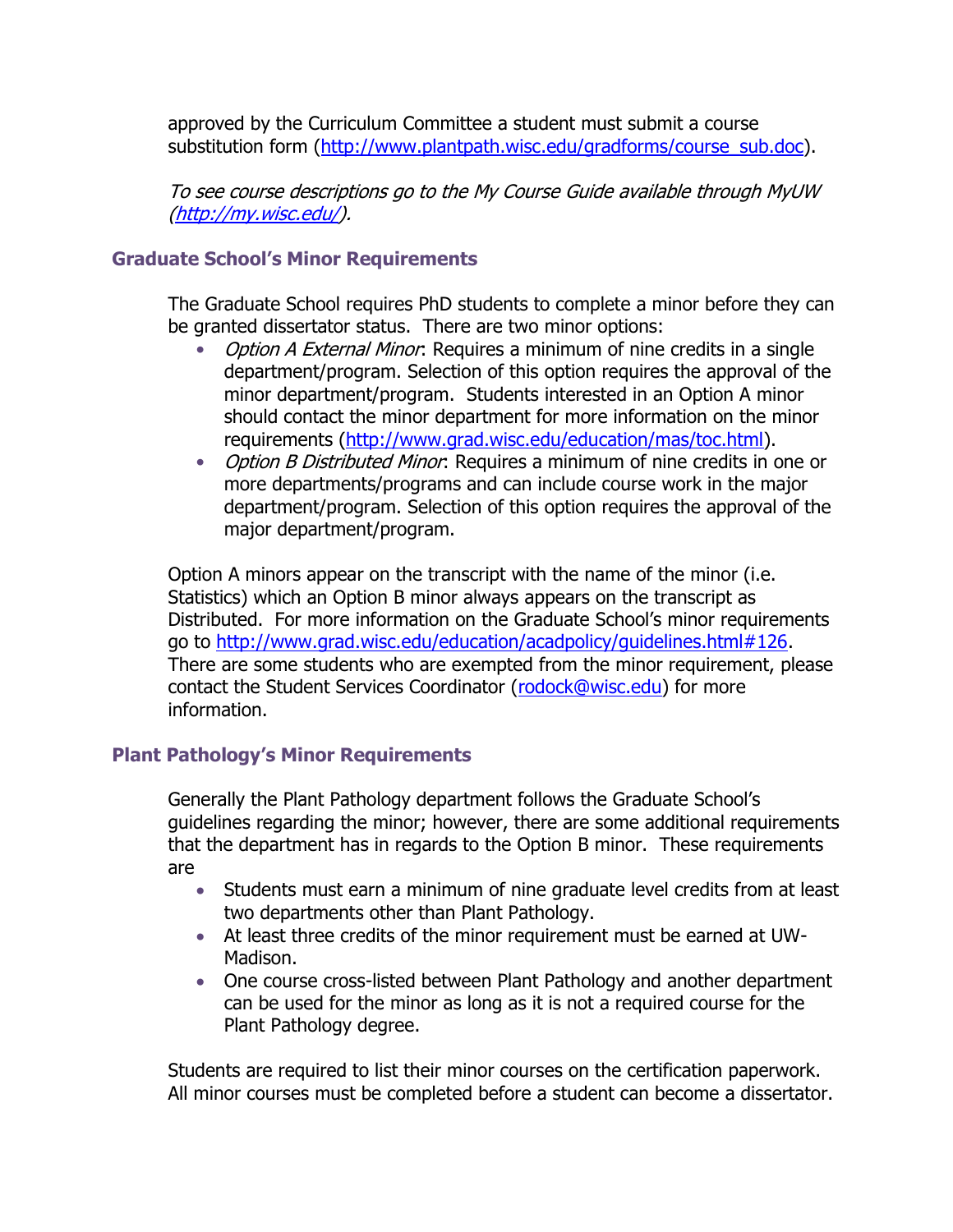approved by the Curriculum Committee a student must submit a course substitution form (http://www.plantpath.wisc.edu/gradforms/course_sub.doc).

*To see course descriptions go to the My Course Guide available through MyUW (http://my.wisc.edu/).*

### Graduate School's Minor Requirements

The Graduate School requires PhD students to complete a minor before they can be granted dissertator status. There are two minor options:

- *Option A External Minor*: Requires a minimum of nine credits in a single department/program. Selection of this option requires the approval of the minor department/program. Students interested in an Option A minor should contact the minor department for more information on the minor requirements (http://www.grad.wisc.edu/education/mas/toc.html).
- *Option B Distributed Minor*: Requires a minimum of nine credits in one or more departments/programs and can include course work in the major department/program. Selection of this option requires the approval of the major department/program.

Option A minors appear on the transcript with the name of the minor (i.e. Statistics) which an Option B minor always appears on the transcript as Distributed. For more information on the Graduate School's minor requirements go to http://www.grad.wisc.edu/education/acadpolicy/guidelines.html#126. There are some students who are exempted from the minor requirement, please contact the Student Services Coordinator (rodock@wisc.edu) for more information.

### Plant Pathology's Minor Requirements

Generally the Plant Pathology department follows the Graduate School's guidelines regarding the minor; however, there are some additional requirements that the department has in regards to the Option B minor. These requirements are

- Students must earn a minimum of nine graduate level credits from at least two departments other than Plant Pathology.
- At least three credits of the minor requirement must be earned at UW-Madison.
- One course cross-listed between Plant Pathology and another department can be used for the minor as long as it is not a required course for the Plant Pathology degree.

Students are required to list their minor courses on the certification paperwork. All minor courses must be completed before a student can become a dissertator.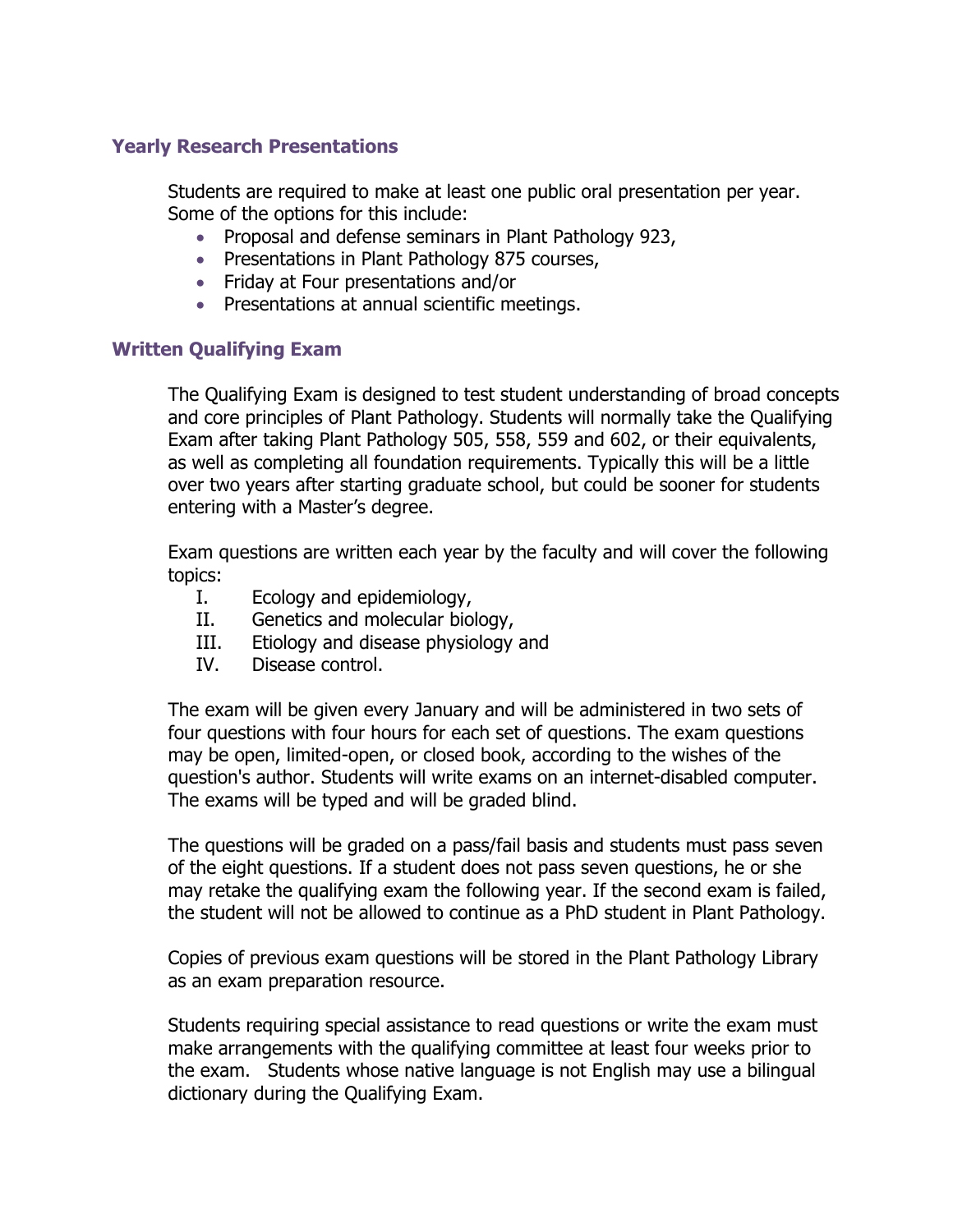### Yearly Research Presentations

Students are required to make at least one public oral presentation per year. Some of the options for this include:

- Proposal and defense seminars in Plant Pathology 923,
- Presentations in Plant Pathology 875 courses,
- Friday at Four presentations and/or
- Presentations at annual scientific meetings.

### Written Qualifying Exam

The Qualifying Exam is designed to test student understanding of broad concepts and core principles of Plant Pathology. Students will normally take the Qualifying Exam after taking Plant Pathology 505, 558, 559 and 602, or their equivalents, as well as completing all foundation requirements. Typically this will be a little over two years after starting graduate school, but could be sooner for students entering with a Master's degree.

Exam questions are written each year by the faculty and will cover the following topics:

I. Ecology and epidemiology,
II. Genetics and molecular biology,
III. Etiology and disease physiology and
IV. Disease control.

The exam will be given every January and will be administered in two sets of four questions with four hours for each set of questions. The exam questions may be open, limited-open, or closed book, according to the wishes of the question's author. Students will write exams on an internet-disabled computer. The exams will be typed and will be graded blind.

The questions will be graded on a pass/fail basis and students must pass seven of the eight questions. If a student does not pass seven questions, he or she may retake the qualifying exam the following year. If the second exam is failed, the student will not be allowed to continue as a PhD student in Plant Pathology.

Copies of previous exam questions will be stored in the Plant Pathology Library as an exam preparation resource.

Students requiring special assistance to read questions or write the exam must make arrangements with the qualifying committee at least four weeks prior to the exam. Students whose native language is not English may use a bilingual dictionary during the Qualifying Exam.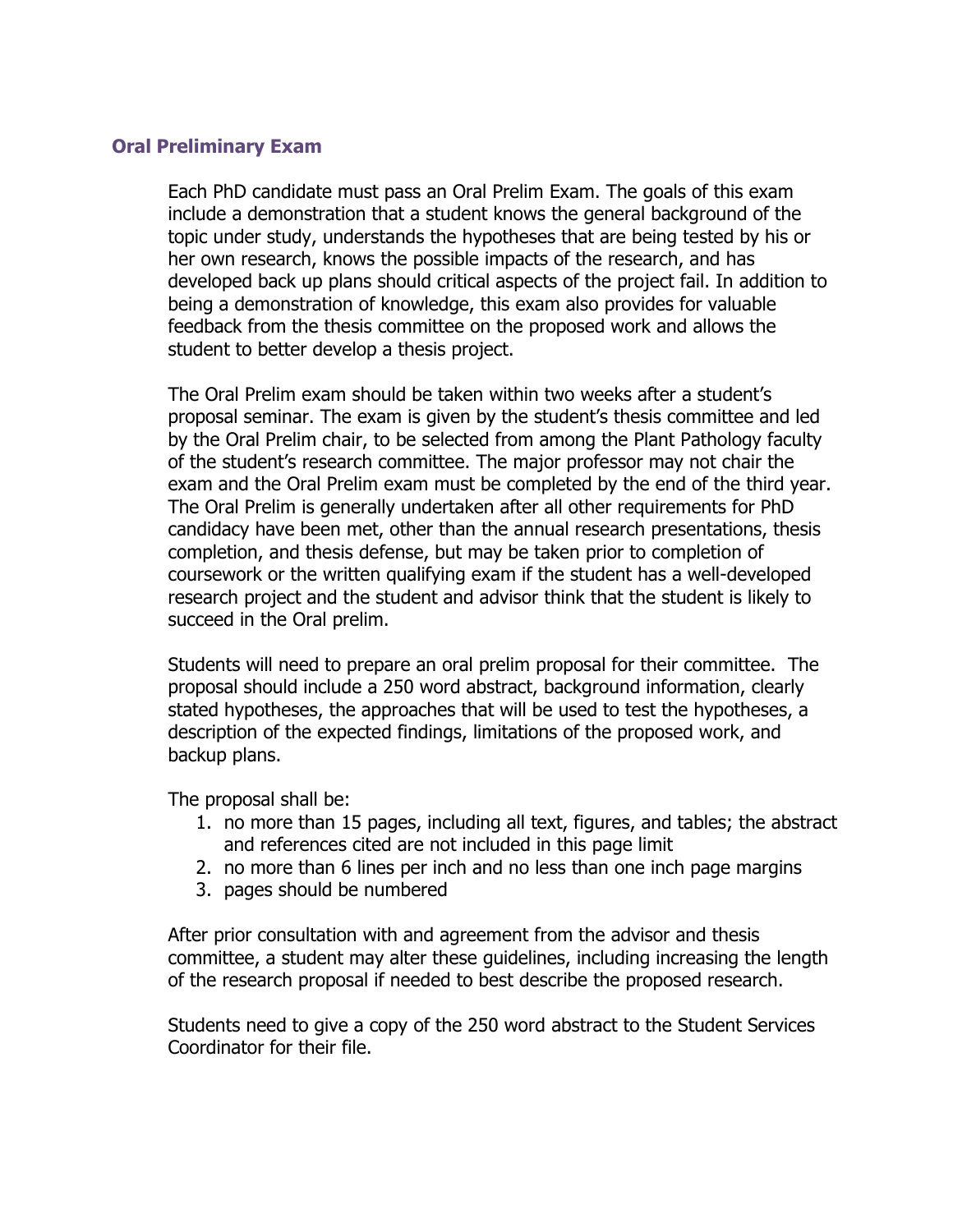## Oral Preliminary Exam

Each PhD candidate must pass an Oral Prelim Exam. The goals of this exam include a demonstration that a student knows the general background of the topic under study, understands the hypotheses that are being tested by his or her own research, knows the possible impacts of the research, and has developed back up plans should critical aspects of the project fail. In addition to being a demonstration of knowledge, this exam also provides for valuable feedback from the thesis committee on the proposed work and allows the student to better develop a thesis project.

The Oral Prelim exam should be taken within two weeks after a student's proposal seminar. The exam is given by the student's thesis committee and led by the Oral Prelim chair, to be selected from among the Plant Pathology faculty of the student's research committee. The major professor may not chair the exam and the Oral Prelim exam must be completed by the end of the third year. The Oral Prelim is generally undertaken after all other requirements for PhD candidacy have been met, other than the annual research presentations, thesis completion, and thesis defense, but may be taken prior to completion of coursework or the written qualifying exam if the student has a well-developed research project and the student and advisor think that the student is likely to succeed in the Oral prelim.

Students will need to prepare an oral prelim proposal for their committee. The proposal should include a 250 word abstract, background information, clearly stated hypotheses, the approaches that will be used to test the hypotheses, a description of the expected findings, limitations of the proposed work, and backup plans.

The proposal shall be:

1. no more than 15 pages, including all text, figures, and tables; the abstract and references cited are not included in this page limit
2. no more than 6 lines per inch and no less than one inch page margins
3. pages should be numbered

After prior consultation with and agreement from the advisor and thesis committee, a student may alter these guidelines, including increasing the length of the research proposal if needed to best describe the proposed research.

Students need to give a copy of the 250 word abstract to the Student Services Coordinator for their file.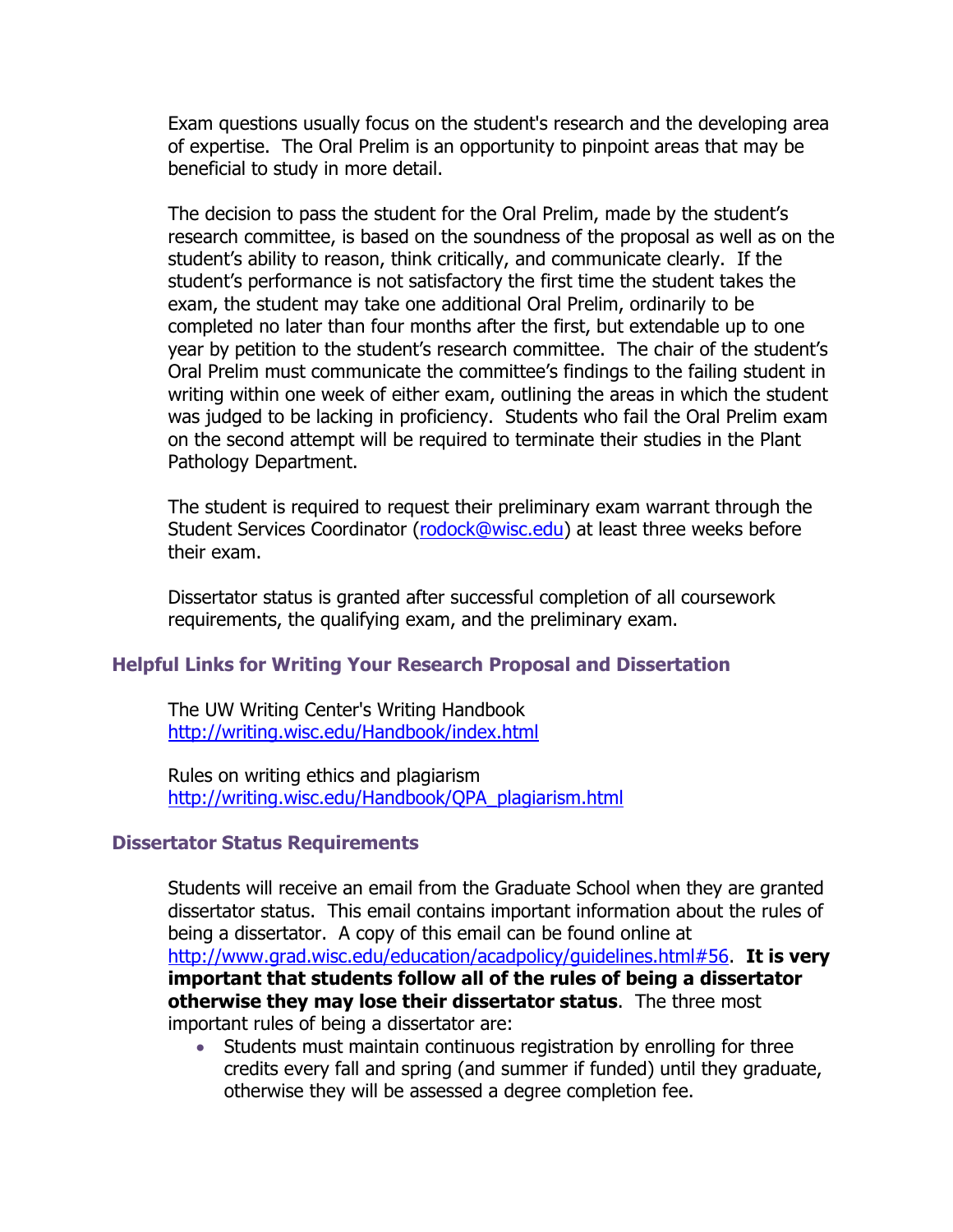Exam questions usually focus on the student's research and the developing area of expertise. The Oral Prelim is an opportunity to pinpoint areas that may be beneficial to study in more detail.

The decision to pass the student for the Oral Prelim, made by the student's research committee, is based on the soundness of the proposal as well as on the student's ability to reason, think critically, and communicate clearly. If the student's performance is not satisfactory the first time the student takes the exam, the student may take one additional Oral Prelim, ordinarily to be completed no later than four months after the first, but extendable up to one year by petition to the student's research committee. The chair of the student's Oral Prelim must communicate the committee's findings to the failing student in writing within one week of either exam, outlining the areas in which the student was judged to be lacking in proficiency. Students who fail the Oral Prelim exam on the second attempt will be required to terminate their studies in the Plant Pathology Department.

The student is required to request their preliminary exam warrant through the Student Services Coordinator (rodock@wisc.edu) at least three weeks before their exam.

Dissertator status is granted after successful completion of all coursework requirements, the qualifying exam, and the preliminary exam.

### Helpful Links for Writing Your Research Proposal and Dissertation

The UW Writing Center's Writing Handbook
http://writing.wisc.edu/Handbook/index.html

Rules on writing ethics and plagiarism
http://writing.wisc.edu/Handbook/QPA_plagiarism.html

### Dissertator Status Requirements

Students will receive an email from the Graduate School when they are granted dissertator status. This email contains important information about the rules of being a dissertator. A copy of this email can be found online at http://www.grad.wisc.edu/education/acadpolicy/guidelines.html#56. **It is very important that students follow all of the rules of being a dissertator otherwise they may lose their dissertator status**. The three most important rules of being a dissertator are:

- Students must maintain continuous registration by enrolling for three credits every fall and spring (and summer if funded) until they graduate, otherwise they will be assessed a degree completion fee.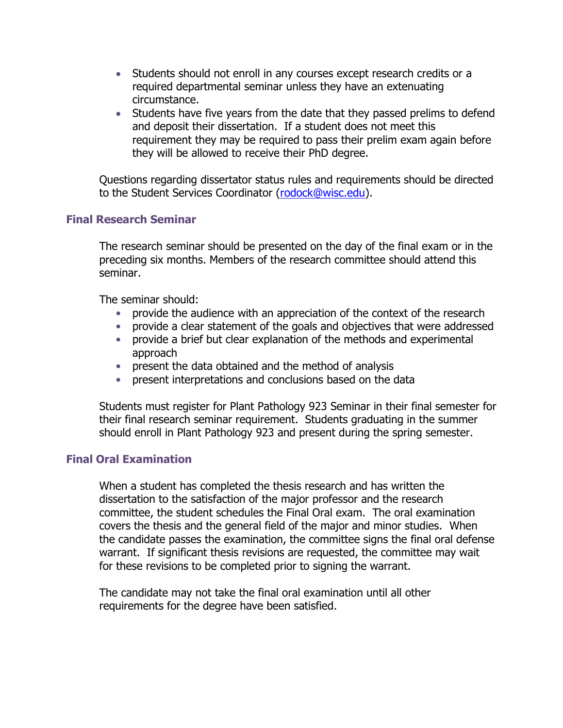- Students should not enroll in any courses except research credits or a required departmental seminar unless they have an extenuating circumstance.
- Students have five years from the date that they passed prelims to defend and deposit their dissertation. If a student does not meet this requirement they may be required to pass their prelim exam again before they will be allowed to receive their PhD degree.

Questions regarding dissertator status rules and requirements should be directed to the Student Services Coordinator (rodock@wisc.edu).

### Final Research Seminar

The research seminar should be presented on the day of the final exam or in the preceding six months. Members of the research committee should attend this seminar.

The seminar should:

- provide the audience with an appreciation of the context of the research
- provide a clear statement of the goals and objectives that were addressed
- provide a brief but clear explanation of the methods and experimental approach
- present the data obtained and the method of analysis
- present interpretations and conclusions based on the data

Students must register for Plant Pathology 923 Seminar in their final semester for their final research seminar requirement. Students graduating in the summer should enroll in Plant Pathology 923 and present during the spring semester.

### Final Oral Examination

When a student has completed the thesis research and has written the dissertation to the satisfaction of the major professor and the research committee, the student schedules the Final Oral exam. The oral examination covers the thesis and the general field of the major and minor studies. When the candidate passes the examination, the committee signs the final oral defense warrant. If significant thesis revisions are requested, the committee may wait for these revisions to be completed prior to signing the warrant.

The candidate may not take the final oral examination until all other requirements for the degree have been satisfied.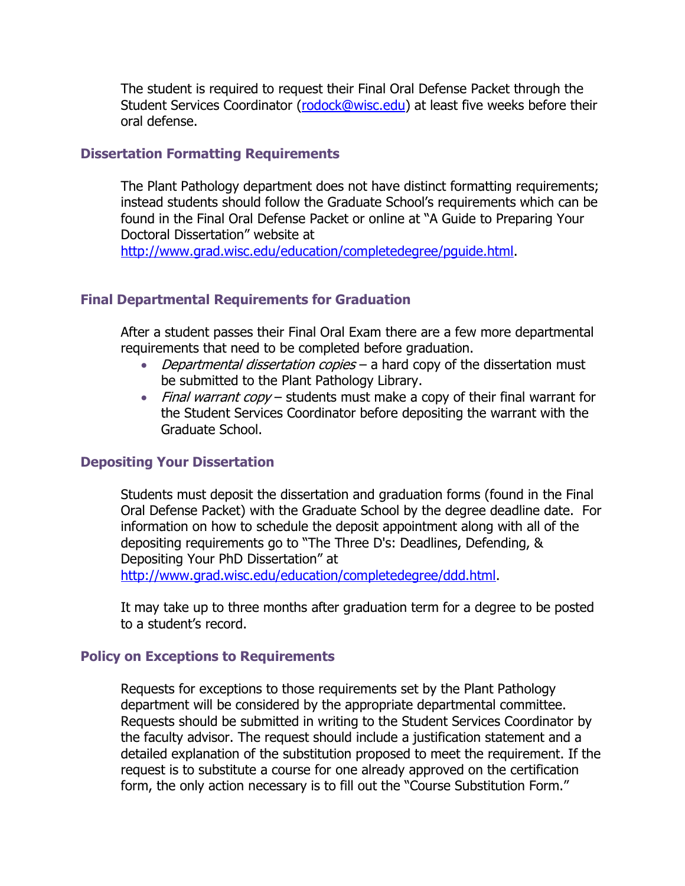The student is required to request their Final Oral Defense Packet through the Student Services Coordinator (rodock@wisc.edu) at least five weeks before their oral defense.

### Dissertation Formatting Requirements

The Plant Pathology department does not have distinct formatting requirements; instead students should follow the Graduate School's requirements which can be found in the Final Oral Defense Packet or online at "A Guide to Preparing Your Doctoral Dissertation" website at http://www.grad.wisc.edu/education/completedegree/pguide.html.

### Final Departmental Requirements for Graduation

After a student passes their Final Oral Exam there are a few more departmental requirements that need to be completed before graduation.

- *Departmental dissertation copies* – a hard copy of the dissertation must be submitted to the Plant Pathology Library.
- *Final warrant copy* – students must make a copy of their final warrant for the Student Services Coordinator before depositing the warrant with the Graduate School.

### Depositing Your Dissertation

Students must deposit the dissertation and graduation forms (found in the Final Oral Defense Packet) with the Graduate School by the degree deadline date. For information on how to schedule the deposit appointment along with all of the depositing requirements go to "The Three D's: Deadlines, Defending, & Depositing Your PhD Dissertation" at http://www.grad.wisc.edu/education/completedegree/ddd.html.

It may take up to three months after graduation term for a degree to be posted to a student's record.

### Policy on Exceptions to Requirements

Requests for exceptions to those requirements set by the Plant Pathology department will be considered by the appropriate departmental committee. Requests should be submitted in writing to the Student Services Coordinator by the faculty advisor. The request should include a justification statement and a detailed explanation of the substitution proposed to meet the requirement. If the request is to substitute a course for one already approved on the certification form, the only action necessary is to fill out the "Course Substitution Form."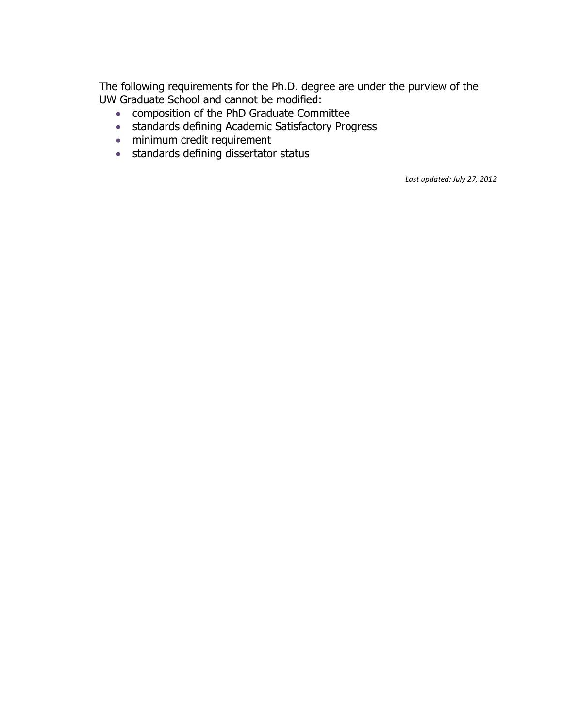The following requirements for the Ph.D. degree are under the purview of the UW Graduate School and cannot be modified:

- composition of the PhD Graduate Committee
- standards defining Academic Satisfactory Progress
- minimum credit requirement
- standards defining dissertator status

*Last updated: July 27, 2012*